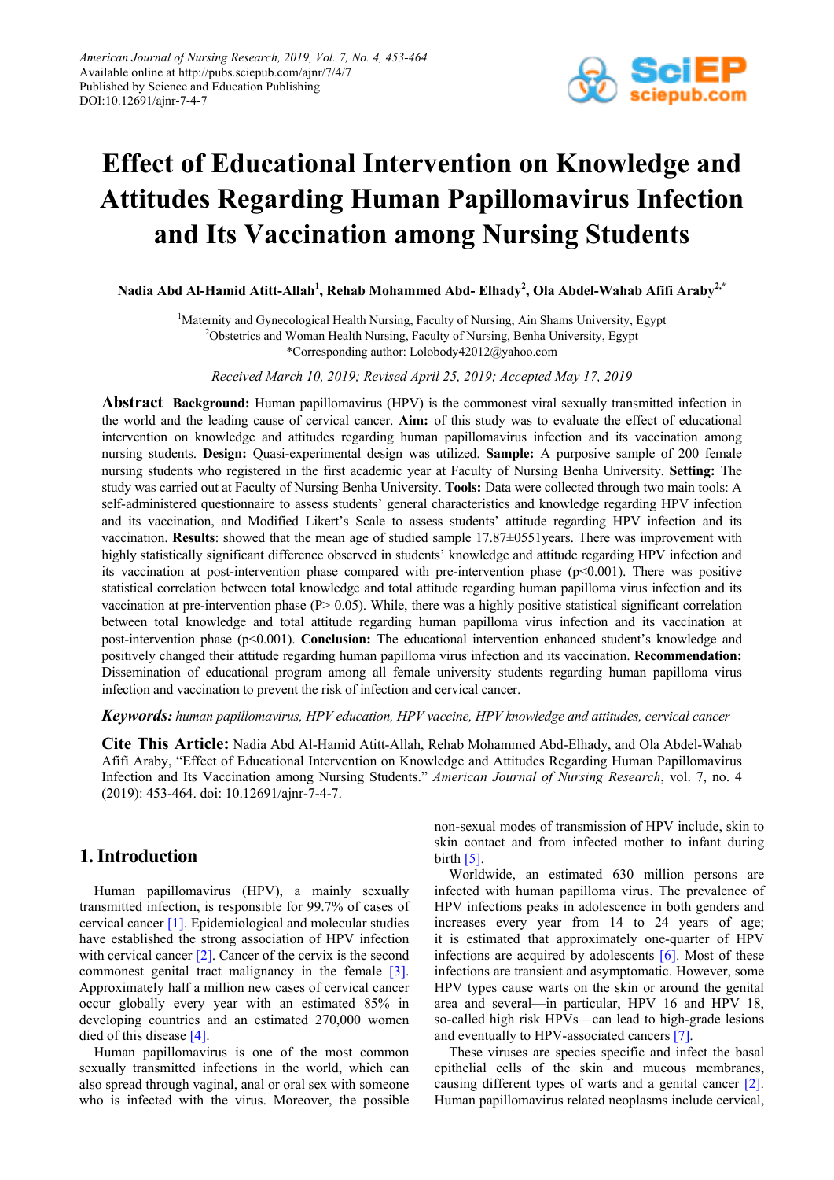American Journal of Nursing Research, 2019, Vol. 7, No. 4, 453-464
Available online at http://pubs.sciepub.com/ajnr/7/4/7
Published by Science and Education Publishing
DOI:10.12691/ajnr-7-4-7

# Effect of Educational Intervention on Knowledge and Attitudes Regarding Human Papillomavirus Infection and Its Vaccination among Nursing Students

**Nadia Abd Al-Hamid Atitt-Allah[1], Rehab Mohammed Abd- Elhady[2], Ola Abdel-Wahab Afifi Araby[2,*]**

[1]Maternity and Gynecological Health Nursing, Faculty of Nursing, Ain Shams University, Egypt
[2]Obstetrics and Woman Health Nursing, Faculty of Nursing, Benha University, Egypt
*Corresponding author: Lolobody42012@yahoo.com

*Received March 10, 2019; Revised April 25, 2019; Accepted May 17, 2019*

**Abstract** **Background:** Human papillomavirus (HPV) is the commonest viral sexually transmitted infection in the world and the leading cause of cervical cancer. **Aim:** of this study was to evaluate the effect of educational intervention on knowledge and attitudes regarding human papillomavirus infection and its vaccination among nursing students. **Design:** Quasi-experimental design was utilized. **Sample:** A purposive sample of 200 female nursing students who registered in the first academic year at Faculty of Nursing Benha University. **Setting:** The study was carried out at Faculty of Nursing Benha University. **Tools:** Data were collected through two main tools: A self-administered questionnaire to assess students' general characteristics and knowledge regarding HPV infection and its vaccination, and Modified Likert's Scale to assess students' attitude regarding HPV infection and its vaccination. **Results**: showed that the mean age of studied sample 17.87±0551years. There was improvement with highly statistically significant difference observed in students' knowledge and attitude regarding HPV infection and its vaccination at post-intervention phase compared with pre-intervention phase ($p<0.001$). There was positive statistical correlation between total knowledge and total attitude regarding human papilloma virus infection and its vaccination at pre-intervention phase ($P> 0.05$). While, there was a highly positive statistical significant correlation between total knowledge and total attitude regarding human papilloma virus infection and its vaccination at post-intervention phase ($p<0.001$). **Conclusion:** The educational intervention enhanced student's knowledge and positively changed their attitude regarding human papilloma virus infection and its vaccination. **Recommendation:** Dissemination of educational program among all female university students regarding human papilloma virus infection and vaccination to prevent the risk of infection and cervical cancer.

***Keywords:*** *human papillomavirus, HPV education, HPV vaccine, HPV knowledge and attitudes, cervical cancer*

**Cite This Article:** Nadia Abd Al-Hamid Atitt-Allah, Rehab Mohammed Abd-Elhady, and Ola Abdel-Wahab Afifi Araby, "Effect of Educational Intervention on Knowledge and Attitudes Regarding Human Papillomavirus Infection and Its Vaccination among Nursing Students." *American Journal of Nursing Research*, vol. 7, no. 4 (2019): 453-464. doi: 10.12691/ajnr-7-4-7.

## 1. Introduction

Human papillomavirus (HPV), a mainly sexually transmitted infection, is responsible for 99.7% of cases of cervical cancer [1]. Epidemiological and molecular studies have established the strong association of HPV infection with cervical cancer [2]. Cancer of the cervix is the second commonest genital tract malignancy in the female [3]. Approximately half a million new cases of cervical cancer occur globally every year with an estimated 85% in developing countries and an estimated 270,000 women died of this disease [4].

Human papillomavirus is one of the most common sexually transmitted infections in the world, which can also spread through vaginal, anal or oral sex with someone who is infected with the virus. Moreover, the possible non-sexual modes of transmission of HPV include, skin to skin contact and from infected mother to infant during birth [5].

Worldwide, an estimated 630 million persons are infected with human papilloma virus. The prevalence of HPV infections peaks in adolescence in both genders and increases every year from 14 to 24 years of age; it is estimated that approximately one-quarter of HPV infections are acquired by adolescents [6]. Most of these infections are transient and asymptomatic. However, some HPV types cause warts on the skin or around the genital area and several—in particular, HPV 16 and HPV 18, so-called high risk HPVs—can lead to high-grade lesions and eventually to HPV-associated cancers [7].

These viruses are species specific and infect the basal epithelial cells of the skin and mucous membranes, causing different types of warts and a genital cancer [2]. Human papillomavirus related neoplasms include cervical,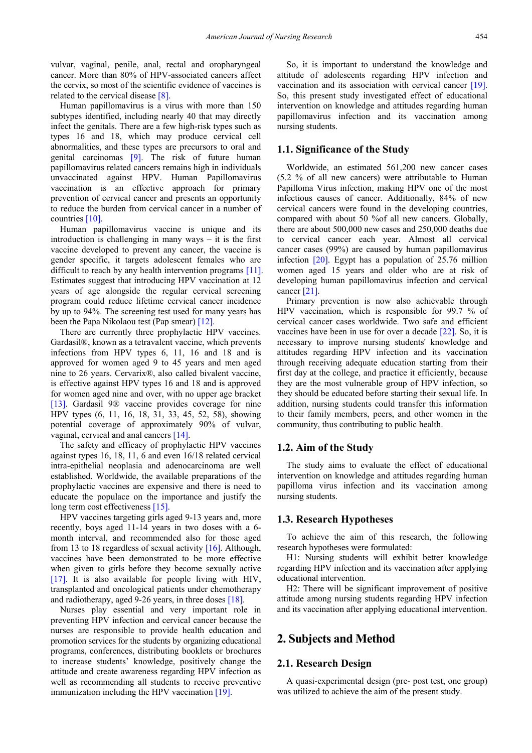vulvar, vaginal, penile, anal, rectal and oropharyngeal cancer. More than 80% of HPV-associated cancers affect the cervix, so most of the scientific evidence of vaccines is related to the cervical disease [8].

Human papillomavirus is a virus with more than 150 subtypes identified, including nearly 40 that may directly infect the genitals. There are a few high-risk types such as types 16 and 18, which may produce cervical cell abnormalities, and these types are precursors to oral and genital carcinomas [9]. The risk of future human papillomavirus related cancers remains high in individuals unvaccinated against HPV. Human Papillomavirus vaccination is an effective approach for primary prevention of cervical cancer and presents an opportunity to reduce the burden from cervical cancer in a number of countries [10].

Human papillomavirus vaccine is unique and its introduction is challenging in many ways – it is the first vaccine developed to prevent any cancer, the vaccine is gender specific, it targets adolescent females who are difficult to reach by any health intervention programs [11]. Estimates suggest that introducing HPV vaccination at 12 years of age alongside the regular cervical screening program could reduce lifetime cervical cancer incidence by up to 94%. The screening test used for many years has been the Papa Nikolaou test (Pap smear) [12].

There are currently three prophylactic HPV vaccines. Gardasil®, known as a tetravalent vaccine, which prevents infections from HPV types 6, 11, 16 and 18 and is approved for women aged 9 to 45 years and men aged nine to 26 years. Cervarix®, also called bivalent vaccine, is effective against HPV types 16 and 18 and is approved for women aged nine and over, with no upper age bracket [13]. Gardasil 9® vaccine provides coverage for nine HPV types (6, 11, 16, 18, 31, 33, 45, 52, 58), showing potential coverage of approximately 90% of vulvar, vaginal, cervical and anal cancers [14].

The safety and efficacy of prophylactic HPV vaccines against types 16, 18, 11, 6 and even 16/18 related cervical intra-epithelial neoplasia and adenocarcinoma are well established. Worldwide, the available preparations of the prophylactic vaccines are expensive and there is need to educate the populace on the importance and justify the long term cost effectiveness [15].

HPV vaccines targeting girls aged 9-13 years and, more recently, boys aged 11-14 years in two doses with a 6-month interval, and recommended also for those aged from 13 to 18 regardless of sexual activity [16]. Although, vaccines have been demonstrated to be more effective when given to girls before they become sexually active [17]. It is also available for people living with HIV, transplanted and oncological patients under chemotherapy and radiotherapy, aged 9-26 years, in three doses [18].

Nurses play essential and very important role in preventing HPV infection and cervical cancer because the nurses are responsible to provide health education and promotion services for the students by organizing educational programs, conferences, distributing booklets or brochures to increase students' knowledge, positively change the attitude and create awareness regarding HPV infection as well as recommending all students to receive preventive immunization including the HPV vaccination [19].

So, it is important to understand the knowledge and attitude of adolescents regarding HPV infection and vaccination and its association with cervical cancer [19]. So, this present study investigated effect of educational intervention on knowledge and attitudes regarding human papillomavirus infection and its vaccination among nursing students.

### 1.1. Significance of the Study

Worldwide, an estimated 561,200 new cancer cases (5.2 % of all new cancers) were attributable to Human Papilloma Virus infection, making HPV one of the most infectious causes of cancer. Additionally, 84% of new cervical cancers were found in the developing countries, compared with about 50 %of all new cancers. Globally, there are about 500,000 new cases and 250,000 deaths due to cervical cancer each year. Almost all cervical cancer cases (99%) are caused by human papillomavirus infection [20]. Egypt has a population of 25.76 million women aged 15 years and older who are at risk of developing human papillomavirus infection and cervical cancer [21].

Primary prevention is now also achievable through HPV vaccination, which is responsible for 99.7 % of cervical cancer cases worldwide. Two safe and efficient vaccines have been in use for over a decade [22]. So, it is necessary to improve nursing students' knowledge and attitudes regarding HPV infection and its vaccination through receiving adequate education starting from their first day at the college, and practice it efficiently, because they are the most vulnerable group of HPV infection, so they should be educated before starting their sexual life. In addition, nursing students could transfer this information to their family members, peers, and other women in the community, thus contributing to public health.

### 1.2. Aim of the Study

The study aims to evaluate the effect of educational intervention on knowledge and attitudes regarding human papilloma virus infection and its vaccination among nursing students.

### 1.3. Research Hypotheses

To achieve the aim of this research, the following research hypotheses were formulated:

H1: Nursing students will exhibit better knowledge regarding HPV infection and its vaccination after applying educational intervention.

H2: There will be significant improvement of positive attitude among nursing students regarding HPV infection and its vaccination after applying educational intervention.

## 2. Subjects and Method

### 2.1. Research Design

A quasi-experimental design (pre- post test, one group) was utilized to achieve the aim of the present study.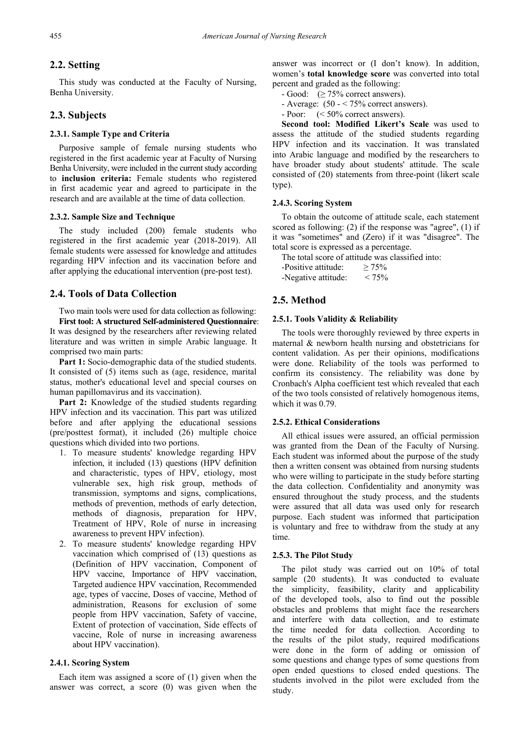## 2.2. Setting

This study was conducted at the Faculty of Nursing, Benha University.

## 2.3. Subjects

### 2.3.1. Sample Type and Criteria

Purposive sample of female nursing students who registered in the first academic year at Faculty of Nursing Benha University, were included in the current study according to **inclusion criteria:** Female students who registered in first academic year and agreed to participate in the research and are available at the time of data collection.

### 2.3.2. Sample Size and Technique

The study included (200) female students who registered in the first academic year (2018-2019). All female students were assessed for knowledge and attitudes regarding HPV infection and its vaccination before and after applying the educational intervention (pre-post test).

## 2.4. Tools of Data Collection

Two main tools were used for data collection as following:

**First tool: A structured Self-administered Questionnaire**: It was designed by the researchers after reviewing related literature and was written in simple Arabic language. It comprised two main parts:

**Part 1:** Socio-demographic data of the studied students. It consisted of (5) items such as (age, residence, marital status, mother's educational level and special courses on human papillomavirus and its vaccination).

**Part 2:** Knowledge of the studied students regarding HPV infection and its vaccination. This part was utilized before and after applying the educational sessions (pre/posttest format), it included (26) multiple choice questions which divided into two portions.

1. To measure students' knowledge regarding HPV infection, it included (13) questions (HPV definition and characteristic, types of HPV, etiology, most vulnerable sex, high risk group, methods of transmission, symptoms and signs, complications, methods of prevention, methods of early detection, methods of diagnosis, preparation for HPV, Treatment of HPV, Role of nurse in increasing awareness to prevent HPV infection).
2. To measure students' knowledge regarding HPV vaccination which comprised of (13) questions as (Definition of HPV vaccination, Component of HPV vaccine, Importance of HPV vaccination, Targeted audience HPV vaccination, Recommended age, types of vaccine, Doses of vaccine, Method of administration, Reasons for exclusion of some people from HPV vaccination, Safety of vaccine, Extent of protection of vaccination, Side effects of vaccine, Role of nurse in increasing awareness about HPV vaccination).

### 2.4.1. Scoring System

Each item was assigned a score of (1) given when the answer was correct, a score (0) was given when the answer was incorrect or (I don't know). In addition, women's **total knowledge score** was converted into total percent and graded as the following:

- Good: (≥ 75% correct answers).
- Average: (50 - < 75% correct answers).
- Poor: (< 50% correct answers).

**Second tool: Modified Likert's Scale** was used to assess the attitude of the studied students regarding HPV infection and its vaccination. It was translated into Arabic language and modified by the researchers to have broader study about students' attitude. The scale consisted of (20) statements from three-point (likert scale type).

### 2.4.3. Scoring System

To obtain the outcome of attitude scale, each statement scored as following: (2) if the response was "agree", (1) if it was "sometimes" and (Zero) if it was "disagree". The total score is expressed as a percentage.

The total score of attitude was classified into:

-Positive attitude: ≥ 75%

-Negative attitude: < 75%

## 2.5. Method

### 2.5.1. Tools Validity & Reliability

The tools were thoroughly reviewed by three experts in maternal & newborn health nursing and obstetricians for content validation. As per their opinions, modifications were done. Reliability of the tools was performed to confirm its consistency. The reliability was done by Cronbach's Alpha coefficient test which revealed that each of the two tools consisted of relatively homogenous items, which it was 0.79.

### 2.5.2. Ethical Considerations

All ethical issues were assured, an official permission was granted from the Dean of the Faculty of Nursing. Each student was informed about the purpose of the study then a written consent was obtained from nursing students who were willing to participate in the study before starting the data collection. Confidentiality and anonymity was ensured throughout the study process, and the students were assured that all data was used only for research purpose. Each student was informed that participation is voluntary and free to withdraw from the study at any time.

### 2.5.3. The Pilot Study

The pilot study was carried out on 10% of total sample (20 students). It was conducted to evaluate the simplicity, feasibility, clarity and applicability of the developed tools, also to find out the possible obstacles and problems that might face the researchers and interfere with data collection, and to estimate the time needed for data collection. According to the results of the pilot study, required modifications were done in the form of adding or omission of some questions and change types of some questions from open ended questions to closed ended questions. The students involved in the pilot were excluded from the study.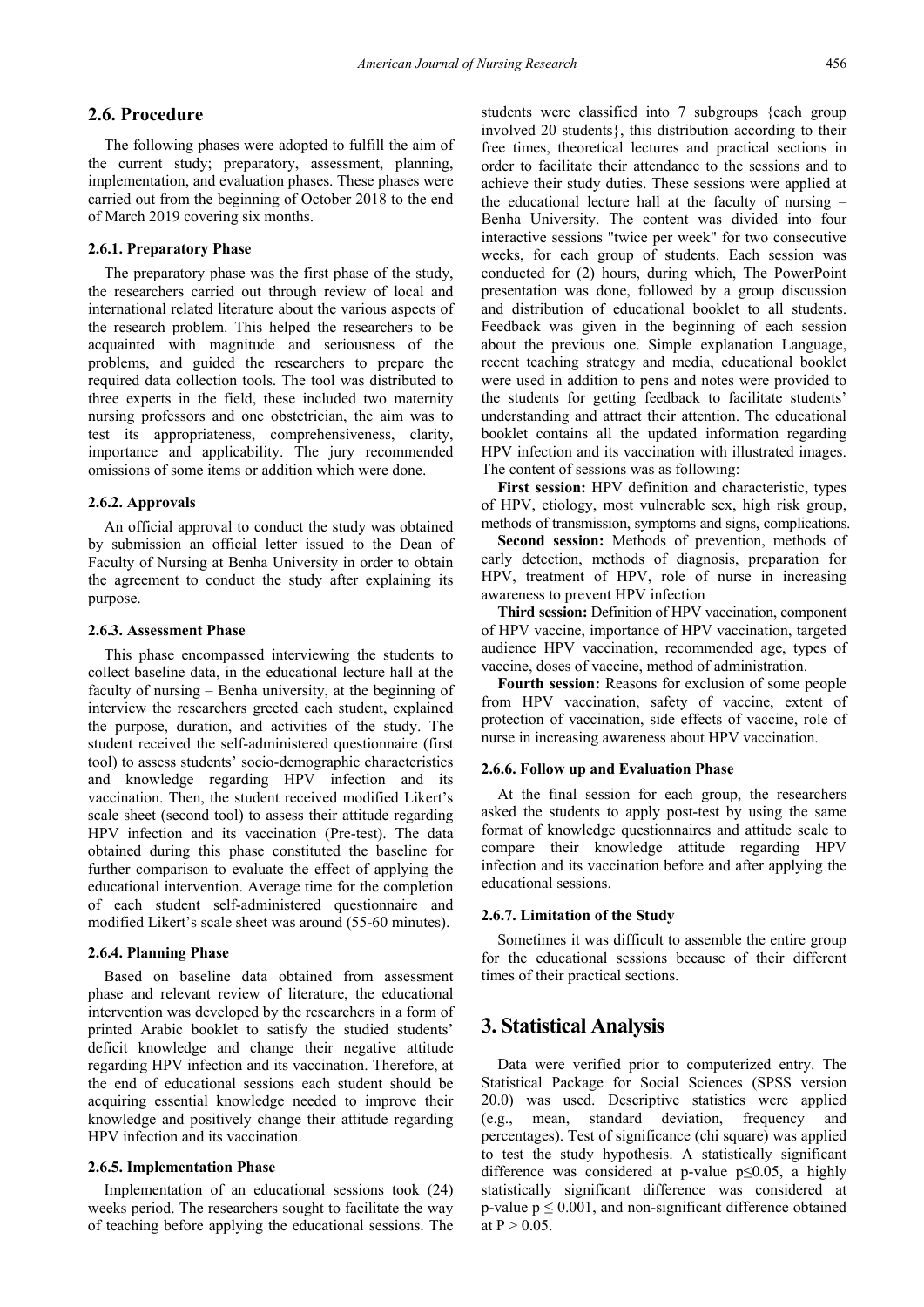### 2.6. Procedure

The following phases were adopted to fulfill the aim of the current study; preparatory, assessment, planning, implementation, and evaluation phases. These phases were carried out from the beginning of October 2018 to the end of March 2019 covering six months.

#### 2.6.1. Preparatory Phase

The preparatory phase was the first phase of the study, the researchers carried out through review of local and international related literature about the various aspects of the research problem. This helped the researchers to be acquainted with magnitude and seriousness of the problems, and guided the researchers to prepare the required data collection tools. The tool was distributed to three experts in the field, these included two maternity nursing professors and one obstetrician, the aim was to test its appropriateness, comprehensiveness, clarity, importance and applicability. The jury recommended omissions of some items or addition which were done.

#### 2.6.2. Approvals

An official approval to conduct the study was obtained by submission an official letter issued to the Dean of Faculty of Nursing at Benha University in order to obtain the agreement to conduct the study after explaining its purpose.

#### 2.6.3. Assessment Phase

This phase encompassed interviewing the students to collect baseline data, in the educational lecture hall at the faculty of nursing – Benha university, at the beginning of interview the researchers greeted each student, explained the purpose, duration, and activities of the study. The student received the self-administered questionnaire (first tool) to assess students' socio-demographic characteristics and knowledge regarding HPV infection and its vaccination. Then, the student received modified Likert's scale sheet (second tool) to assess their attitude regarding HPV infection and its vaccination (Pre-test). The data obtained during this phase constituted the baseline for further comparison to evaluate the effect of applying the educational intervention. Average time for the completion of each student self-administered questionnaire and modified Likert's scale sheet was around (55-60 minutes).

#### 2.6.4. Planning Phase

Based on baseline data obtained from assessment phase and relevant review of literature, the educational intervention was developed by the researchers in a form of printed Arabic booklet to satisfy the studied students' deficit knowledge and change their negative attitude regarding HPV infection and its vaccination. Therefore, at the end of educational sessions each student should be acquiring essential knowledge needed to improve their knowledge and positively change their attitude regarding HPV infection and its vaccination.

#### 2.6.5. Implementation Phase

Implementation of an educational sessions took (24) weeks period. The researchers sought to facilitate the way of teaching before applying the educational sessions. The students were classified into 7 subgroups {each group involved 20 students}, this distribution according to their free times, theoretical lectures and practical sections in order to facilitate their attendance to the sessions and to achieve their study duties. These sessions were applied at the educational lecture hall at the faculty of nursing – Benha University. The content was divided into four interactive sessions "twice per week" for two consecutive weeks, for each group of students. Each session was conducted for (2) hours, during which, The PowerPoint presentation was done, followed by a group discussion and distribution of educational booklet to all students. Feedback was given in the beginning of each session about the previous one. Simple explanation Language, recent teaching strategy and media, educational booklet were used in addition to pens and notes were provided to the students for getting feedback to facilitate students' understanding and attract their attention. The educational booklet contains all the updated information regarding HPV infection and its vaccination with illustrated images. The content of sessions was as following:

**First session:** HPV definition and characteristic, types of HPV, etiology, most vulnerable sex, high risk group, methods of transmission, symptoms and signs, complications.

**Second session:** Methods of prevention, methods of early detection, methods of diagnosis, preparation for HPV, treatment of HPV, role of nurse in increasing awareness to prevent HPV infection

**Third session:** Definition of HPV vaccination, component of HPV vaccine, importance of HPV vaccination, targeted audience HPV vaccination, recommended age, types of vaccine, doses of vaccine, method of administration.

**Fourth session:** Reasons for exclusion of some people from HPV vaccination, safety of vaccine, extent of protection of vaccination, side effects of vaccine, role of nurse in increasing awareness about HPV vaccination.

#### 2.6.6. Follow up and Evaluation Phase

At the final session for each group, the researchers asked the students to apply post-test by using the same format of knowledge questionnaires and attitude scale to compare their knowledge attitude regarding HPV infection and its vaccination before and after applying the educational sessions.

#### 2.6.7. Limitation of the Study

Sometimes it was difficult to assemble the entire group for the educational sessions because of their different times of their practical sections.

## 3. Statistical Analysis

Data were verified prior to computerized entry. The Statistical Package for Social Sciences (SPSS version 20.0) was used. Descriptive statistics were applied (e.g., mean, standard deviation, frequency and percentages). Test of significance (chi square) was applied to test the study hypothesis. A statistically significant difference was considered at p-value $p \leq 0.05$, a highly statistically significant difference was considered at p-value $p \leq 0.001$, and non-significant difference obtained at $P > 0.05$.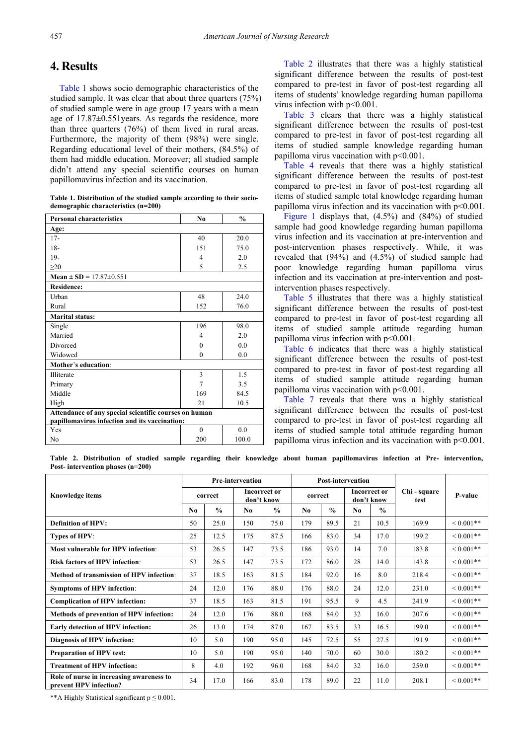## 4. Results

Table 1 shows socio demographic characteristics of the studied sample. It was clear that about three quarters (75%) of studied sample were in age group 17 years with a mean age of 17.87±0.551years. As regards the residence, more than three quarters (76%) of them lived in rural areas. Furthermore, the majority of them (98%) were single. Regarding educational level of their mothers, (84.5%) of them had middle education. Moreover; all studied sample didn't attend any special scientific courses on human papillomavirus infection and its vaccination.

**Table 1. Distribution of the studied sample according to their socio-demographic characteristics (n=200)**

| Personal characteristics | No | % |
|---|---|---|
| **Age:** | | |
| 17- | 40 | 20.0 |
| 18- | 151 | 75.0 |
| 19- | 4 | 2.0 |
| ≥20 | 5 | 2.5 |
| **Mean ± SD** = 17.87±0.551 | | |
| **Residence:** | | |
| Urban | 48 | 24.0 |
| Rural | 152 | 76.0 |
| **Marital status:** | | |
| Single | 196 | 98.0 |
| Married | 4 | 2.0 |
| Divorced | 0 | 0.0 |
| Widowed | 0 | 0.0 |
| **Mother`s education**: | | |
| Illiterate | 3 | 1.5 |
| Primary | 7 | 3.5 |
| Middle | 169 | 84.5 |
| High | 21 | 10.5 |
| **Attendance of any special scientific courses on human papillomavirus infection and its vaccination:** | | |
| Yes | 0 | 0.0 |
| No | 200 | 100.0 |

Table 2 illustrates that there was a highly statistical significant difference between the results of post-test compared to pre-test in favor of post-test regarding all items of students' knowledge regarding human papilloma virus infection with p<0.001.

Table 3 clears that there was a highly statistical significant difference between the results of post-test compared to pre-test in favor of post-test regarding all items of studied sample knowledge regarding human papilloma virus vaccination with p<0.001.

Table 4 reveals that there was a highly statistical significant difference between the results of post-test compared to pre-test in favor of post-test regarding all items of studied sample total knowledge regarding human papilloma virus infection and its vaccination with p<0.001.

Figure 1 displays that, (4.5%) and (84%) of studied sample had good knowledge regarding human papilloma virus infection and its vaccination at pre-intervention and post-intervention phases respectively. While, it was revealed that (94%) and (4.5%) of studied sample had poor knowledge regarding human papilloma virus infection and its vaccination at pre-intervention and post-intervention phases respectively.

Table 5 illustrates that there was a highly statistical significant difference between the results of post-test compared to pre-test in favor of post-test regarding all items of studied sample attitude regarding human papilloma virus infection with p<0.001.

Table 6 indicates that there was a highly statistical significant difference between the results of post-test compared to pre-test in favor of post-test regarding all items of studied sample attitude regarding human papilloma virus vaccination with p<0.001.

Table 7 reveals that there was a highly statistical significant difference between the results of post-test compared to pre-test in favor of post-test regarding all items of studied sample total attitude regarding human papilloma virus infection and its vaccination with p<0.001.

**Table 2. Distribution of studied sample regarding their knowledge about human papillomavirus infection at Pre- intervention, Post- intervention phases (n=200)**

| Knowledge items | Pre-intervention | | | | Post-intervention | | | | Chi - square test | P-value |
|---|---|---|---|---|---|---|---|---|---|---|
| | correct | | Incorrect or don't know | | correct | | Incorrect or don't know | | | |
| | No | % | No | % | No | % | No | % | | |
| **Definition of HPV:** | 50 | 25.0 | 150 | 75.0 | 179 | 89.5 | 21 | 10.5 | 169.9 | < 0.001** |
| **Types of HPV**: | 25 | 12.5 | 175 | 87.5 | 166 | 83.0 | 34 | 17.0 | 199.2 | < 0.001** |
| **Most vulnerable for HPV infection**: | 53 | 26.5 | 147 | 73.5 | 186 | 93.0 | 14 | 7.0 | 183.8 | < 0.001** |
| **Risk factors of HPV infection**: | 53 | 26.5 | 147 | 73.5 | 172 | 86.0 | 28 | 14.0 | 143.8 | < 0.001** |
| **Method of transmission of HPV infection**: | 37 | 18.5 | 163 | 81.5 | 184 | 92.0 | 16 | 8.0 | 218.4 | < 0.001** |
| **Symptoms of HPV infection**: | 24 | 12.0 | 176 | 88.0 | 176 | 88.0 | 24 | 12.0 | 231.0 | < 0.001** |
| **Complication of HPV infection:** | 37 | 18.5 | 163 | 81.5 | 191 | 95.5 | 9 | 4.5 | 241.9 | < 0.001** |
| **Methods of prevention of HPV infection:** | 24 | 12.0 | 176 | 88.0 | 168 | 84.0 | 32 | 16.0 | 207.6 | < 0.001** |
| **Early detection of HPV infection:** | 26 | 13.0 | 174 | 87.0 | 167 | 83.5 | 33 | 16.5 | 199.0 | < 0.001** |
| **Diagnosis of HPV infection:** | 10 | 5.0 | 190 | 95.0 | 145 | 72.5 | 55 | 27.5 | 191.9 | < 0.001** |
| **Preparation of HPV test:** | 10 | 5.0 | 190 | 95.0 | 140 | 70.0 | 60 | 30.0 | 180.2 | < 0.001** |
| **Treatment of HPV infection:** | 8 | 4.0 | 192 | 96.0 | 168 | 84.0 | 32 | 16.0 | 259.0 | < 0.001** |
| **Role of nurse in increasing awareness to prevent HPV infection?** | 34 | 17.0 | 166 | 83.0 | 178 | 89.0 | 22 | 11.0 | 208.1 | < 0.001** |

**A Highly Statistical significant p ≤ 0.001.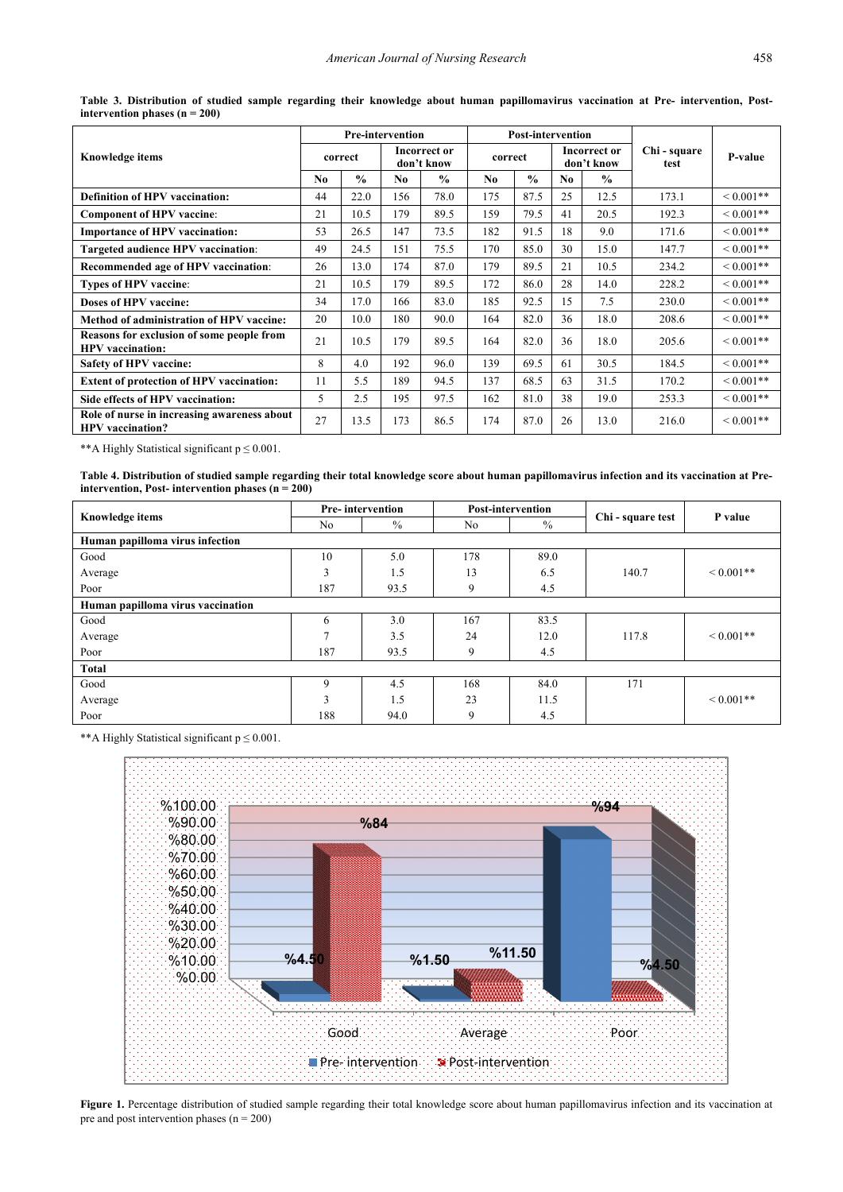**Table 3. Distribution of studied sample regarding their knowledge about human papillomavirus vaccination at Pre- intervention, Post-intervention phases (n = 200)**

| Knowledge items | Pre-intervention | | | | Post-intervention | | | | Chi - square test | P-value |
|---|---|---|---|---|---|---|---|---|---|---|
| | correct | | Incorrect or don't know | | correct | | Incorrect or don't know | | | |
| | No | % | No | % | No | % | No | % | | |
| **Definition of HPV vaccination:** | 44 | 22.0 | 156 | 78.0 | 175 | 87.5 | 25 | 12.5 | 173.1 | < 0.001** |
| **Component of HPV vaccine**: | 21 | 10.5 | 179 | 89.5 | 159 | 79.5 | 41 | 20.5 | 192.3 | < 0.001** |
| **Importance of HPV vaccination:** | 53 | 26.5 | 147 | 73.5 | 182 | 91.5 | 18 | 9.0 | 171.6 | < 0.001** |
| **Targeted audience HPV vaccination**: | 49 | 24.5 | 151 | 75.5 | 170 | 85.0 | 30 | 15.0 | 147.7 | < 0.001** |
| **Recommended age of HPV vaccination**: | 26 | 13.0 | 174 | 87.0 | 179 | 89.5 | 21 | 10.5 | 234.2 | < 0.001** |
| **Types of HPV vaccine**: | 21 | 10.5 | 179 | 89.5 | 172 | 86.0 | 28 | 14.0 | 228.2 | < 0.001** |
| **Doses of HPV vaccine:** | 34 | 17.0 | 166 | 83.0 | 185 | 92.5 | 15 | 7.5 | 230.0 | < 0.001** |
| **Method of administration of HPV vaccine:** | 20 | 10.0 | 180 | 90.0 | 164 | 82.0 | 36 | 18.0 | 208.6 | < 0.001** |
| **Reasons for exclusion of some people from HPV vaccination:** | 21 | 10.5 | 179 | 89.5 | 164 | 82.0 | 36 | 18.0 | 205.6 | < 0.001** |
| **Safety of HPV vaccine:** | 8 | 4.0 | 192 | 96.0 | 139 | 69.5 | 61 | 30.5 | 184.5 | < 0.001** |
| **Extent of protection of HPV vaccination:** | 11 | 5.5 | 189 | 94.5 | 137 | 68.5 | 63 | 31.5 | 170.2 | < 0.001** |
| **Side effects of HPV vaccination:** | 5 | 2.5 | 195 | 97.5 | 162 | 81.0 | 38 | 19.0 | 253.3 | < 0.001** |
| **Role of nurse in increasing awareness about HPV vaccination?** | 27 | 13.5 | 173 | 86.5 | 174 | 87.0 | 26 | 13.0 | 216.0 | < 0.001** |

**A Highly Statistical significant $p \leq 0.001$.

**Table 4. Distribution of studied sample regarding their total knowledge score about human papillomavirus infection and its vaccination at Pre-intervention, Post- intervention phases (n = 200)**

| Knowledge items | Pre- intervention | | Post-intervention | | Chi - square test | P value |
|---|---|---|---|---|---|---|
| | No | % | No | % | | |
| **Human papilloma virus infection** | | | | | | |
| Good | 10 | 5.0 | 178 | 89.0 | | |
| Average | 3 | 1.5 | 13 | 6.5 | 140.7 | < 0.001** |
| Poor | 187 | 93.5 | 9 | 4.5 | | |
| **Human papilloma virus vaccination** | | | | | | |
| Good | 6 | 3.0 | 167 | 83.5 | | |
| Average | 7 | 3.5 | 24 | 12.0 | 117.8 | < 0.001** |
| Poor | 187 | 93.5 | 9 | 4.5 | | |
| **Total** | | | | | | |
| Good | 9 | 4.5 | 168 | 84.0 | 171 | |
| Average | 3 | 1.5 | 23 | 11.5 | | < 0.001** |
| Poor | 188 | 94.0 | 9 | 4.5 | | |

**A Highly Statistical significant $p \leq 0.001$.

**Figure 1.** Percentage distribution of studied sample regarding their total knowledge score about human papillomavirus infection and its vaccination at pre and post intervention phases (n = 200)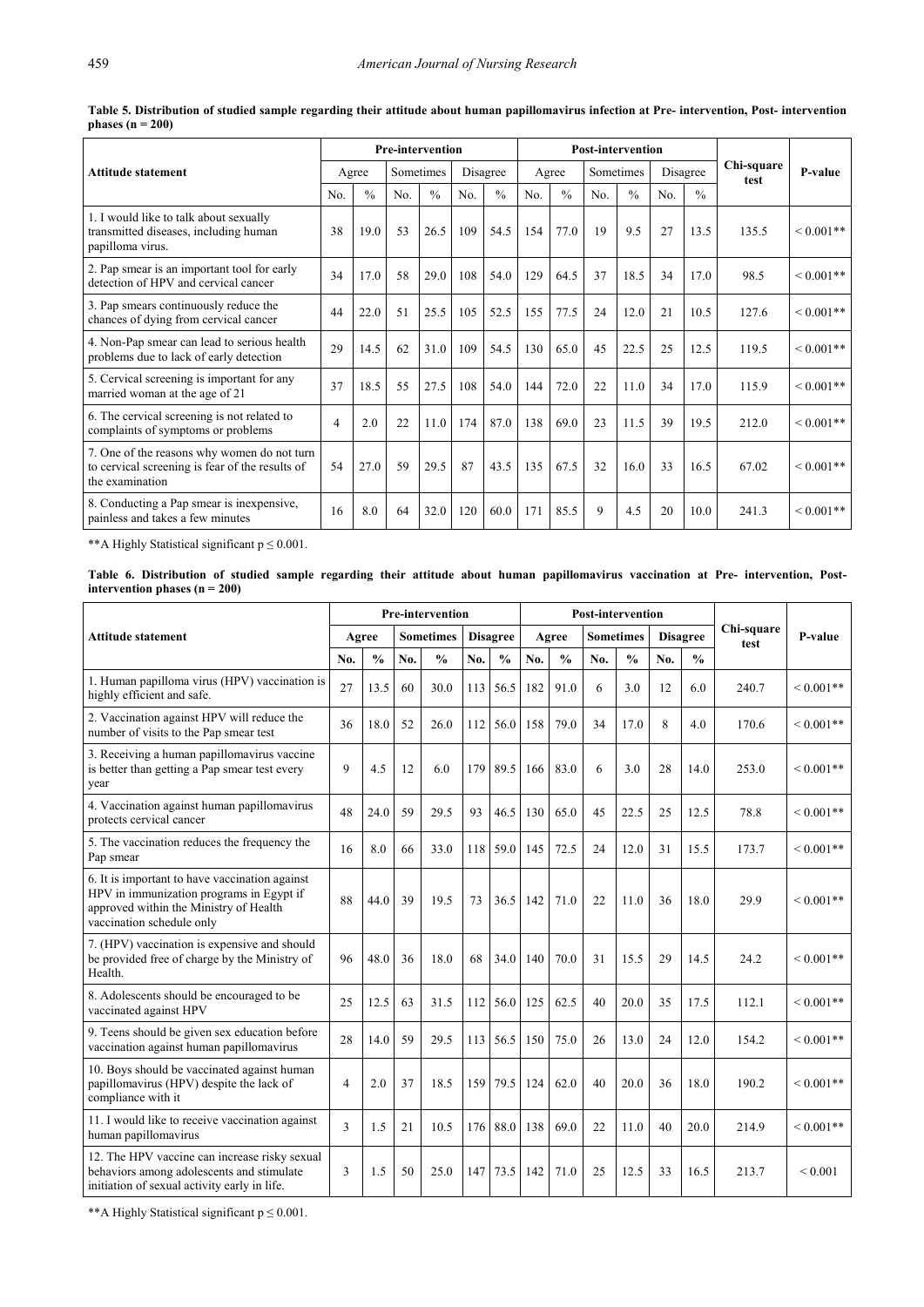**Table 5. Distribution of studied sample regarding their attitude about human papillomavirus infection at Pre- intervention, Post- intervention phases (n = 200)**

| Attitude statement | Pre-intervention | | | | | | Post-intervention | | | | | | Chi-square test | P-value |
|---|---|---|---|---|---|---|---|---|---|---|---|---|---|---|
| | Agree | | Sometimes | | Disagree | | Agree | | Sometimes | | Disagree | | | |
| | No. | % | No. | % | No. | % | No. | % | No. | % | No. | % | | |
| 1. I would like to talk about sexually transmitted diseases, including human papilloma virus. | 38 | 19.0 | 53 | 26.5 | 109 | 54.5 | 154 | 77.0 | 19 | 9.5 | 27 | 13.5 | 135.5 | < 0.001** |
| 2. Pap smear is an important tool for early detection of HPV and cervical cancer | 34 | 17.0 | 58 | 29.0 | 108 | 54.0 | 129 | 64.5 | 37 | 18.5 | 34 | 17.0 | 98.5 | < 0.001** |
| 3. Pap smears continuously reduce the chances of dying from cervical cancer | 44 | 22.0 | 51 | 25.5 | 105 | 52.5 | 155 | 77.5 | 24 | 12.0 | 21 | 10.5 | 127.6 | < 0.001** |
| 4. Non-Pap smear can lead to serious health problems due to lack of early detection | 29 | 14.5 | 62 | 31.0 | 109 | 54.5 | 130 | 65.0 | 45 | 22.5 | 25 | 12.5 | 119.5 | < 0.001** |
| 5. Cervical screening is important for any married woman at the age of 21 | 37 | 18.5 | 55 | 27.5 | 108 | 54.0 | 144 | 72.0 | 22 | 11.0 | 34 | 17.0 | 115.9 | < 0.001** |
| 6. The cervical screening is not related to complaints of symptoms or problems | 4 | 2.0 | 22 | 11.0 | 174 | 87.0 | 138 | 69.0 | 23 | 11.5 | 39 | 19.5 | 212.0 | < 0.001** |
| 7. One of the reasons why women do not turn to cervical screening is fear of the results of the examination | 54 | 27.0 | 59 | 29.5 | 87 | 43.5 | 135 | 67.5 | 32 | 16.0 | 33 | 16.5 | 67.02 | < 0.001** |
| 8. Conducting a Pap smear is inexpensive, painless and takes a few minutes | 16 | 8.0 | 64 | 32.0 | 120 | 60.0 | 171 | 85.5 | 9 | 4.5 | 20 | 10.0 | 241.3 | < 0.001** |

**A Highly Statistical significant $p \leq 0.001$.

**Table 6. Distribution of studied sample regarding their attitude about human papillomavirus vaccination at Pre- intervention, Post- intervention phases (n = 200)**

| Attitude statement | Pre-intervention | | | | | | Post-intervention | | | | | | Chi-square test | P-value |
|---|---|---|---|---|---|---|---|---|---|---|---|---|---|---|
| | Agree | | Sometimes | | Disagree | | Agree | | Sometimes | | Disagree | | | |
| | No. | % | No. | % | No. | % | No. | % | No. | % | No. | % | | |
| 1. Human papilloma virus (HPV) vaccination is highly efficient and safe. | 27 | 13.5 | 60 | 30.0 | 113 | 56.5 | 182 | 91.0 | 6 | 3.0 | 12 | 6.0 | 240.7 | < 0.001** |
| 2. Vaccination against HPV will reduce the number of visits to the Pap smear test | 36 | 18.0 | 52 | 26.0 | 112 | 56.0 | 158 | 79.0 | 34 | 17.0 | 8 | 4.0 | 170.6 | < 0.001** |
| 3. Receiving a human papillomavirus vaccine is better than getting a Pap smear test every year | 9 | 4.5 | 12 | 6.0 | 179 | 89.5 | 166 | 83.0 | 6 | 3.0 | 28 | 14.0 | 253.0 | < 0.001** |
| 4. Vaccination against human papillomavirus protects cervical cancer | 48 | 24.0 | 59 | 29.5 | 93 | 46.5 | 130 | 65.0 | 45 | 22.5 | 25 | 12.5 | 78.8 | < 0.001** |
| 5. The vaccination reduces the frequency the Pap smear | 16 | 8.0 | 66 | 33.0 | 118 | 59.0 | 145 | 72.5 | 24 | 12.0 | 31 | 15.5 | 173.7 | < 0.001** |
| 6. It is important to have vaccination against HPV in immunization programs in Egypt if approved within the Ministry of Health vaccination schedule only | 88 | 44.0 | 39 | 19.5 | 73 | 36.5 | 142 | 71.0 | 22 | 11.0 | 36 | 18.0 | 29.9 | < 0.001** |
| 7. (HPV) vaccination is expensive and should be provided free of charge by the Ministry of Health. | 96 | 48.0 | 36 | 18.0 | 68 | 34.0 | 140 | 70.0 | 31 | 15.5 | 29 | 14.5 | 24.2 | < 0.001** |
| 8. Adolescents should be encouraged to be vaccinated against HPV | 25 | 12.5 | 63 | 31.5 | 112 | 56.0 | 125 | 62.5 | 40 | 20.0 | 35 | 17.5 | 112.1 | < 0.001** |
| 9. Teens should be given sex education before vaccination against human papillomavirus | 28 | 14.0 | 59 | 29.5 | 113 | 56.5 | 150 | 75.0 | 26 | 13.0 | 24 | 12.0 | 154.2 | < 0.001** |
| 10. Boys should be vaccinated against human papillomavirus (HPV) despite the lack of compliance with it | 4 | 2.0 | 37 | 18.5 | 159 | 79.5 | 124 | 62.0 | 40 | 20.0 | 36 | 18.0 | 190.2 | < 0.001** |
| 11. I would like to receive vaccination against human papillomavirus | 3 | 1.5 | 21 | 10.5 | 176 | 88.0 | 138 | 69.0 | 22 | 11.0 | 40 | 20.0 | 214.9 | < 0.001** |
| 12. The HPV vaccine can increase risky sexual behaviors among adolescents and stimulate initiation of sexual activity early in life. | 3 | 1.5 | 50 | 25.0 | 147 | 73.5 | 142 | 71.0 | 25 | 12.5 | 33 | 16.5 | 213.7 | < 0.001 |

**A Highly Statistical significant $p \leq 0.001$.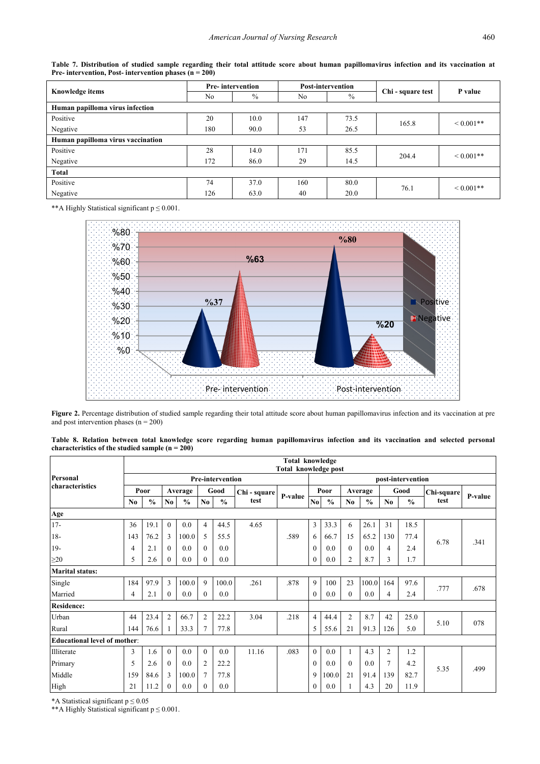**Table 7. Distribution of studied sample regarding their total attitude score about human papillomavirus infection and its vaccination at Pre- intervention, Post- intervention phases (n = 200)**

| Knowledge items | Pre- intervention | | Post-intervention | | Chi - square test | P value |
|---|---|---|---|---|---|---|
| | No | % | No | % | | |
| **Human papilloma virus infection** | | | | | | |
| Positive | 20 | 10.0 | 147 | 73.5 | 165.8 | < 0.001** |
| Negative | 180 | 90.0 | 53 | 26.5 | | |
| **Human papilloma virus vaccination** | | | | | | |
| Positive | 28 | 14.0 | 171 | 85.5 | 204.4 | < 0.001** |
| Negative | 172 | 86.0 | 29 | 14.5 | | |
| **Total** | | | | | | |
| Positive | 74 | 37.0 | 160 | 80.0 | 76.1 | < 0.001** |
| Negative | 126 | 63.0 | 40 | 20.0 | | |

**A Highly Statistical significant p ≤ 0.001.

**Figure 2.** Percentage distribution of studied sample regarding their total attitude score about human papillomavirus infection and its vaccination at pre and post intervention phases (n = 200)

**Table 8. Relation between total knowledge score regarding human papillomavirus infection and its vaccination and selected personal characteristics of the studied sample (n = 200)**

| Personal characteristics | Total knowledge Total knowledge post | | | | | | | | | | | | | | | |
|---|---|---|---|---|---|---|---|---|---|---|---|---|---|---|---|---|
| | Pre-intervention | | | | | | | | post-intervention | | | | | | | |
| | Poor | | Average | | Good | | Chi - square test | P-value | Poor | | Average | | Good | | Chi-square test | P-value |
| | No | % | No | % | No | % | | | No | % | No | % | No | % | | |
| **Age** | | | | | | | | | | | | | | | | |
| 17- | 36 | 19.1 | 0 | 0.0 | 4 | 44.5 | 4.65 | | 3 | 33.3 | 6 | 26.1 | 31 | 18.5 | 6.78 | .341 |
| 18- | 143 | 76.2 | 3 | 100.0 | 5 | 55.5 | | .589 | 6 | 66.7 | 15 | 65.2 | 130 | 77.4 | | |
| 19- | 4 | 2.1 | 0 | 0.0 | 0 | 0.0 | | | 0 | 0.0 | 0 | 0.0 | 4 | 2.4 | | |
| ≥20 | 5 | 2.6 | 0 | 0.0 | 0 | 0.0 | | | 0 | 0.0 | 2 | 8.7 | 3 | 1.7 | | |
| **Marital status:** | | | | | | | | | | | | | | | | |
| Single | 184 | 97.9 | 3 | 100.0 | 9 | 100.0 | .261 | .878 | 9 | 100 | 23 | 100.0 | 164 | 97.6 | .777 | .678 |
| Married | 4 | 2.1 | 0 | 0.0 | 0 | 0.0 | | | 0 | 0.0 | 0 | 0.0 | 4 | 2.4 | | |
| **Residence:** | | | | | | | | | | | | | | | | |
| Urban | 44 | 23.4 | 2 | 66.7 | 2 | 22.2 | 3.04 | .218 | 4 | 44.4 | 2 | 8.7 | 42 | 25.0 | 5.10 | 078 |
| Rural | 144 | 76.6 | 1 | 33.3 | 7 | 77.8 | | | 5 | 55.6 | 21 | 91.3 | 126 | 5.0 | | |
| **Educational level of mother:** | | | | | | | | | | | | | | | | |
| Illiterate | 3 | 1.6 | 0 | 0.0 | 0 | 0.0 | 11.16 | .083 | 0 | 0.0 | 1 | 4.3 | 2 | 1.2 | 5.35 | .499 |
| Primary | 5 | 2.6 | 0 | 0.0 | 2 | 22.2 | | | 0 | 0.0 | 0 | 0.0 | 7 | 4.2 | | |
| Middle | 159 | 84.6 | 3 | 100.0 | 7 | 77.8 | | | 9 | 100.0 | 21 | 91.4 | 139 | 82.7 | | |
| High | 21 | 11.2 | 0 | 0.0 | 0 | 0.0 | | | 0 | 0.0 | 1 | 4.3 | 20 | 11.9 | | |

*A Statistical significant p ≤ 0.05
**A Highly Statistical significant p ≤ 0.001.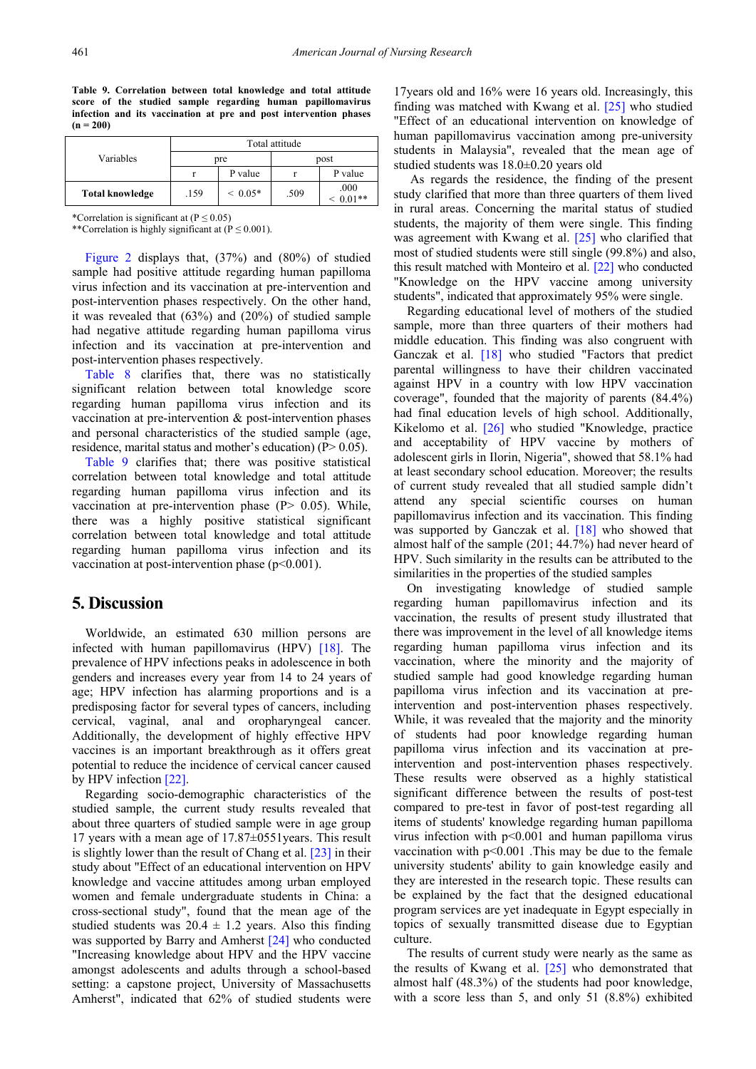**Table 9. Correlation between total knowledge and total attitude score of the studied sample regarding human papillomavirus infection and its vaccination at pre and post intervention phases (n = 200)**

| Variables | Total attitude | | | |
|---|---|---|---|---|
| | pre | | post | |
| | r | P value | r | P value |
| **Total knowledge** | .159 | < 0.05* | .509 | .000 < 0.01** |

*Correlation is significant at (P ≤ 0.05)
**Correlation is highly significant at (P ≤ 0.001).

Figure 2 displays that, (37%) and (80%) of studied sample had positive attitude regarding human papilloma virus infection and its vaccination at pre-intervention and post-intervention phases respectively. On the other hand, it was revealed that (63%) and (20%) of studied sample had negative attitude regarding human papilloma virus infection and its vaccination at pre-intervention and post-intervention phases respectively.

Table 8 clarifies that, there was no statistically significant relation between total knowledge score regarding human papilloma virus infection and its vaccination at pre-intervention & post-intervention phases and personal characteristics of the studied sample (age, residence, marital status and mother's education) (P> 0.05).

Table 9 clarifies that; there was positive statistical correlation between total knowledge and total attitude regarding human papilloma virus infection and its vaccination at pre-intervention phase (P> 0.05). While, there was a highly positive statistical significant correlation between total knowledge and total attitude regarding human papilloma virus infection and its vaccination at post-intervention phase (p<0.001).

## 5. Discussion

Worldwide, an estimated 630 million persons are infected with human papillomavirus (HPV) [18]. The prevalence of HPV infections peaks in adolescence in both genders and increases every year from 14 to 24 years of age; HPV infection has alarming proportions and is a predisposing factor for several types of cancers, including cervical, vaginal, anal and oropharyngeal cancer. Additionally, the development of highly effective HPV vaccines is an important breakthrough as it offers great potential to reduce the incidence of cervical cancer caused by HPV infection [22].

Regarding socio-demographic characteristics of the studied sample, the current study results revealed that about three quarters of studied sample were in age group 17 years with a mean age of 17.87±0551years. This result is slightly lower than the result of Chang et al. [23] in their study about "Effect of an educational intervention on HPV knowledge and vaccine attitudes among urban employed women and female undergraduate students in China: a cross-sectional study", found that the mean age of the studied students was 20.4 ± 1.2 years. Also this finding was supported by Barry and Amherst [24] who conducted "Increasing knowledge about HPV and the HPV vaccine amongst adolescents and adults through a school-based setting: a capstone project, University of Massachusetts Amherst", indicated that 62% of studied students were 17years old and 16% were 16 years old. Increasingly, this finding was matched with Kwang et al. [25] who studied "Effect of an educational intervention on knowledge of human papillomavirus vaccination among pre-university students in Malaysia", revealed that the mean age of studied students was 18.0±0.20 years old

As regards the residence, the finding of the present study clarified that more than three quarters of them lived in rural areas. Concerning the marital status of studied students, the majority of them were single. This finding was agreement with Kwang et al. [25] who clarified that most of studied students were still single (99.8%) and also, this result matched with Monteiro et al. [22] who conducted "Knowledge on the HPV vaccine among university students", indicated that approximately 95% were single.

Regarding educational level of mothers of the studied sample, more than three quarters of their mothers had middle education. This finding was also congruent with Ganczak et al. [18] who studied "Factors that predict parental willingness to have their children vaccinated against HPV in a country with low HPV vaccination coverage", founded that the majority of parents (84.4%) had final education levels of high school. Additionally, Kikelomo et al. [26] who studied "Knowledge, practice and acceptability of HPV vaccine by mothers of adolescent girls in Ilorin, Nigeria", showed that 58.1% had at least secondary school education. Moreover; the results of current study revealed that all studied sample didn't attend any special scientific courses on human papillomavirus infection and its vaccination. This finding was supported by Ganczak et al. [18] who showed that almost half of the sample (201; 44.7%) had never heard of HPV. Such similarity in the results can be attributed to the similarities in the properties of the studied samples

On investigating knowledge of studied sample regarding human papillomavirus infection and its vaccination, the results of present study illustrated that there was improvement in the level of all knowledge items regarding human papilloma virus infection and its vaccination, where the minority and the majority of studied sample had good knowledge regarding human papilloma virus infection and its vaccination at pre-intervention and post-intervention phases respectively. While, it was revealed that the majority and the minority of students had poor knowledge regarding human papilloma virus infection and its vaccination at pre-intervention and post-intervention phases respectively. These results were observed as a highly statistical significant difference between the results of post-test compared to pre-test in favor of post-test regarding all items of students' knowledge regarding human papilloma virus infection with p<0.001 and human papilloma virus vaccination with p<0.001 .This may be due to the female university students' ability to gain knowledge easily and they are interested in the research topic. These results can be explained by the fact that the designed educational program services are yet inadequate in Egypt especially in topics of sexually transmitted disease due to Egyptian culture.

The results of current study were nearly as the same as the results of Kwang et al. [25] who demonstrated that almost half (48.3%) of the students had poor knowledge, with a score less than 5, and only 51 (8.8%) exhibited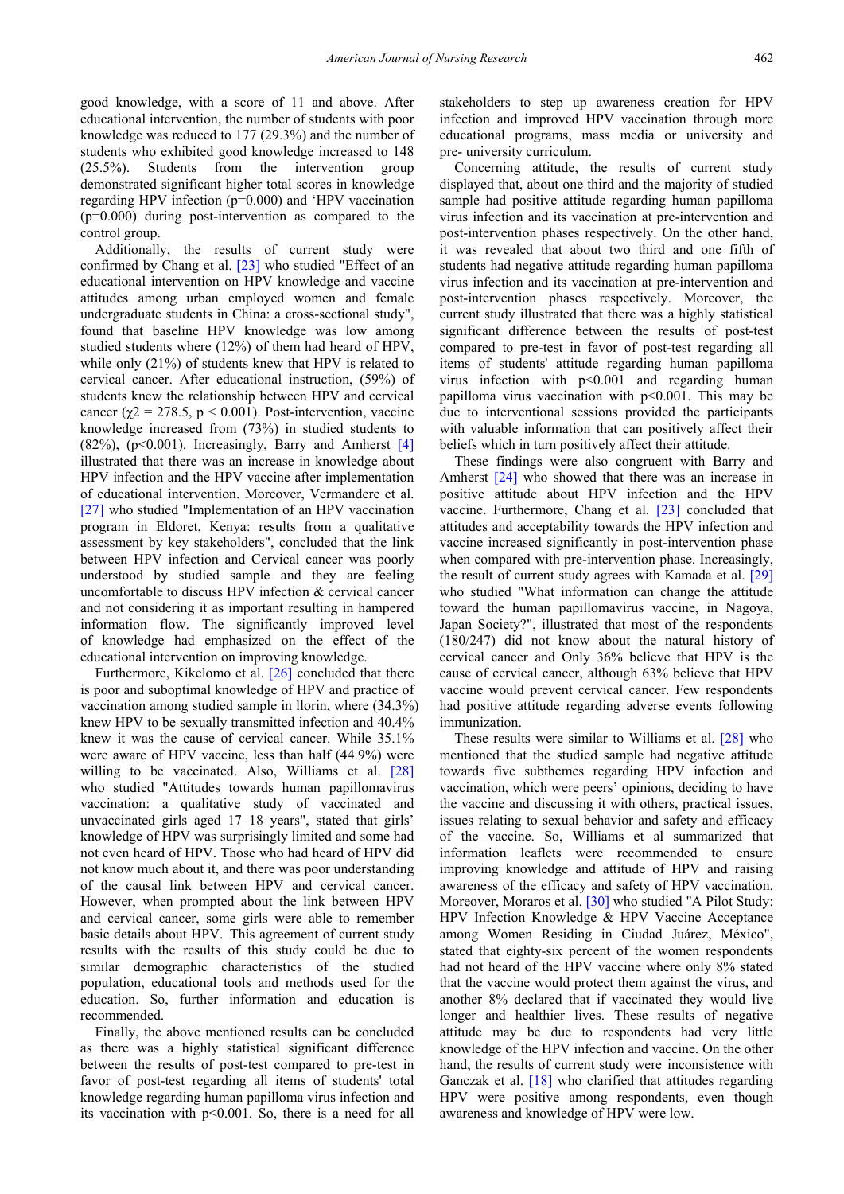good knowledge, with a score of 11 and above. After educational intervention, the number of students with poor knowledge was reduced to 177 (29.3%) and the number of students who exhibited good knowledge increased to 148 (25.5%). Students from the intervention group demonstrated significant higher total scores in knowledge regarding HPV infection (p=0.000) and 'HPV vaccination (p=0.000) during post-intervention as compared to the control group.

Additionally, the results of current study were confirmed by Chang et al. [23] who studied "Effect of an educational intervention on HPV knowledge and vaccine attitudes among urban employed women and female undergraduate students in China: a cross-sectional study", found that baseline HPV knowledge was low among studied students where (12%) of them had heard of HPV, while only (21%) of students knew that HPV is related to cervical cancer. After educational instruction, (59%) of students knew the relationship between HPV and cervical cancer ($\chi2 = 278.5$, $p < 0.001$). Post-intervention, vaccine knowledge increased from (73%) in studied students to (82%), ($p<0.001$). Increasingly, Barry and Amherst [4] illustrated that there was an increase in knowledge about HPV infection and the HPV vaccine after implementation of educational intervention. Moreover, Vermandere et al. [27] who studied "Implementation of an HPV vaccination program in Eldoret, Kenya: results from a qualitative assessment by key stakeholders", concluded that the link between HPV infection and Cervical cancer was poorly understood by studied sample and they are feeling uncomfortable to discuss HPV infection & cervical cancer and not considering it as important resulting in hampered information flow. The significantly improved level of knowledge had emphasized on the effect of the educational intervention on improving knowledge.

Furthermore, Kikelomo et al. [26] concluded that there is poor and suboptimal knowledge of HPV and practice of vaccination among studied sample in llorin, where (34.3%) knew HPV to be sexually transmitted infection and 40.4% knew it was the cause of cervical cancer. While 35.1% were aware of HPV vaccine, less than half (44.9%) were willing to be vaccinated. Also, Williams et al. [28] who studied "Attitudes towards human papillomavirus vaccination: a qualitative study of vaccinated and unvaccinated girls aged 17–18 years", stated that girls' knowledge of HPV was surprisingly limited and some had not even heard of HPV. Those who had heard of HPV did not know much about it, and there was poor understanding of the causal link between HPV and cervical cancer. However, when prompted about the link between HPV and cervical cancer, some girls were able to remember basic details about HPV. This agreement of current study results with the results of this study could be due to similar demographic characteristics of the studied population, educational tools and methods used for the education. So, further information and education is recommended.

Finally, the above mentioned results can be concluded as there was a highly statistical significant difference between the results of post-test compared to pre-test in favor of post-test regarding all items of students' total knowledge regarding human papilloma virus infection and its vaccination with $p<0.001$. So, there is a need for all stakeholders to step up awareness creation for HPV infection and improved HPV vaccination through more educational programs, mass media or university and pre- university curriculum.

Concerning attitude, the results of current study displayed that, about one third and the majority of studied sample had positive attitude regarding human papilloma virus infection and its vaccination at pre-intervention and post-intervention phases respectively. On the other hand, it was revealed that about two third and one fifth of students had negative attitude regarding human papilloma virus infection and its vaccination at pre-intervention and post-intervention phases respectively. Moreover, the current study illustrated that there was a highly statistical significant difference between the results of post-test compared to pre-test in favor of post-test regarding all items of students' attitude regarding human papilloma virus infection with $p<0.001$ and regarding human papilloma virus vaccination with $p<0.001$. This may be due to interventional sessions provided the participants with valuable information that can positively affect their beliefs which in turn positively affect their attitude.

These findings were also congruent with Barry and Amherst [24] who showed that there was an increase in positive attitude about HPV infection and the HPV vaccine. Furthermore, Chang et al. [23] concluded that attitudes and acceptability towards the HPV infection and vaccine increased significantly in post-intervention phase when compared with pre-intervention phase. Increasingly, the result of current study agrees with Kamada et al. [29] who studied "What information can change the attitude toward the human papillomavirus vaccine, in Nagoya, Japan Society?", illustrated that most of the respondents (180/247) did not know about the natural history of cervical cancer and Only 36% believe that HPV is the cause of cervical cancer, although 63% believe that HPV vaccine would prevent cervical cancer. Few respondents had positive attitude regarding adverse events following immunization.

These results were similar to Williams et al. [28] who mentioned that the studied sample had negative attitude towards five subthemes regarding HPV infection and vaccination, which were peers' opinions, deciding to have the vaccine and discussing it with others, practical issues, issues relating to sexual behavior and safety and efficacy of the vaccine. So, Williams et al summarized that information leaflets were recommended to ensure improving knowledge and attitude of HPV and raising awareness of the efficacy and safety of HPV vaccination. Moreover, Moraros et al. [30] who studied "A Pilot Study: HPV Infection Knowledge & HPV Vaccine Acceptance among Women Residing in Ciudad Juárez, México", stated that eighty-six percent of the women respondents had not heard of the HPV vaccine where only 8% stated that the vaccine would protect them against the virus, and another 8% declared that if vaccinated they would live longer and healthier lives. These results of negative attitude may be due to respondents had very little knowledge of the HPV infection and vaccine. On the other hand, the results of current study were inconsistent with Ganczak et al. [18] who clarified that attitudes regarding HPV were positive among respondents, even though awareness and knowledge of HPV were low.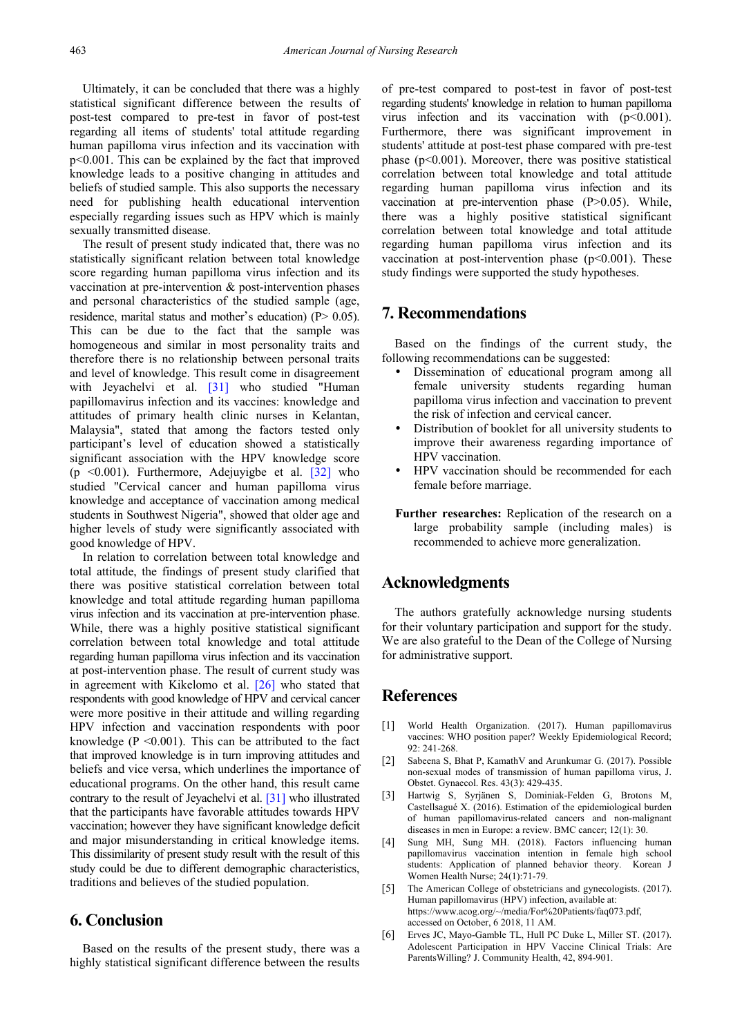Ultimately, it can be concluded that there was a highly statistical significant difference between the results of post-test compared to pre-test in favor of post-test regarding all items of students' total attitude regarding human papilloma virus infection and its vaccination with p<0.001. This can be explained by the fact that improved knowledge leads to a positive changing in attitudes and beliefs of studied sample. This also supports the necessary need for publishing health educational intervention especially regarding issues such as HPV which is mainly sexually transmitted disease.

The result of present study indicated that, there was no statistically significant relation between total knowledge score regarding human papilloma virus infection and its vaccination at pre-intervention & post-intervention phases and personal characteristics of the studied sample (age, residence, marital status and mother's education) (P> 0.05). This can be due to the fact that the sample was homogeneous and similar in most personality traits and therefore there is no relationship between personal traits and level of knowledge. This result come in disagreement with Jeyachelvi et al. [31] who studied "Human papillomavirus infection and its vaccines: knowledge and attitudes of primary health clinic nurses in Kelantan, Malaysia", stated that among the factors tested only participant's level of education showed a statistically significant association with the HPV knowledge score (p <0.001). Furthermore, Adejuyigbe et al. [32] who studied "Cervical cancer and human papilloma virus knowledge and acceptance of vaccination among medical students in Southwest Nigeria", showed that older age and higher levels of study were significantly associated with good knowledge of HPV.

In relation to correlation between total knowledge and total attitude, the findings of present study clarified that there was positive statistical correlation between total knowledge and total attitude regarding human papilloma virus infection and its vaccination at pre-intervention phase. While, there was a highly positive statistical significant correlation between total knowledge and total attitude regarding human papilloma virus infection and its vaccination at post-intervention phase. The result of current study was in agreement with Kikelomo et al. [26] who stated that respondents with good knowledge of HPV and cervical cancer were more positive in their attitude and willing regarding HPV infection and vaccination respondents with poor knowledge (P <0.001). This can be attributed to the fact that improved knowledge is in turn improving attitudes and beliefs and vice versa, which underlines the importance of educational programs. On the other hand, this result came contrary to the result of Jeyachelvi et al. [31] who illustrated that the participants have favorable attitudes towards HPV vaccination; however they have significant knowledge deficit and major misunderstanding in critical knowledge items. This dissimilarity of present study result with the result of this study could be due to different demographic characteristics, traditions and believes of the studied population.

## 6. Conclusion

Based on the results of the present study, there was a highly statistical significant difference between the results of pre-test compared to post-test in favor of post-test regarding students' knowledge in relation to human papilloma virus infection and its vaccination with (p<0.001). Furthermore, there was significant improvement in students' attitude at post-test phase compared with pre-test phase (p<0.001). Moreover, there was positive statistical correlation between total knowledge and total attitude regarding human papilloma virus infection and its vaccination at pre-intervention phase (P>0.05). While, there was a highly positive statistical significant correlation between total knowledge and total attitude regarding human papilloma virus infection and its vaccination at post-intervention phase (p<0.001). These study findings were supported the study hypotheses.

## 7. Recommendations

Based on the findings of the current study, the following recommendations can be suggested:

- Dissemination of educational program among all female university students regarding human papilloma virus infection and vaccination to prevent the risk of infection and cervical cancer.
- Distribution of booklet for all university students to improve their awareness regarding importance of HPV vaccination.
- HPV vaccination should be recommended for each female before marriage.

**Further researches:** Replication of the research on a large probability sample (including males) is recommended to achieve more generalization.

## Acknowledgments

The authors gratefully acknowledge nursing students for their voluntary participation and support for the study. We are also grateful to the Dean of the College of Nursing for administrative support.

## References

[1] World Health Organization. (2017). Human papillomavirus vaccines: WHO position paper? Weekly Epidemiological Record; 92: 241-268.

[2] Sabeena S, Bhat P, KamathV and Arunkumar G. (2017). Possible non-sexual modes of transmission of human papilloma virus, J. Obstet. Gynaecol. Res. 43(3): 429-435.

[3] Hartwig S, Syrjänen S, Dominiak-Felden G, Brotons M, Castellsagué X. (2016). Estimation of the epidemiological burden of human papillomavirus-related cancers and non-malignant diseases in men in Europe: a review. BMC cancer; 12(1): 30.

[4] Sung MH, Sung MH. (2018). Factors influencing human papillomavirus vaccination intention in female high school students: Application of planned behavior theory. Korean J Women Health Nurse; 24(1):71-79.

[5] The American College of obstetricians and gynecologists. (2017). Human papillomavirus (HPV) infection, available at: https://www.acog.org/~/media/For%20Patients/faq073.pdf, accessed on October, 6 2018, 11 AM.

[6] Erves JC, Mayo-Gamble TL, Hull PC Duke L, Miller ST. (2017). Adolescent Participation in HPV Vaccine Clinical Trials: Are ParentsWilling? J. Community Health, 42, 894-901.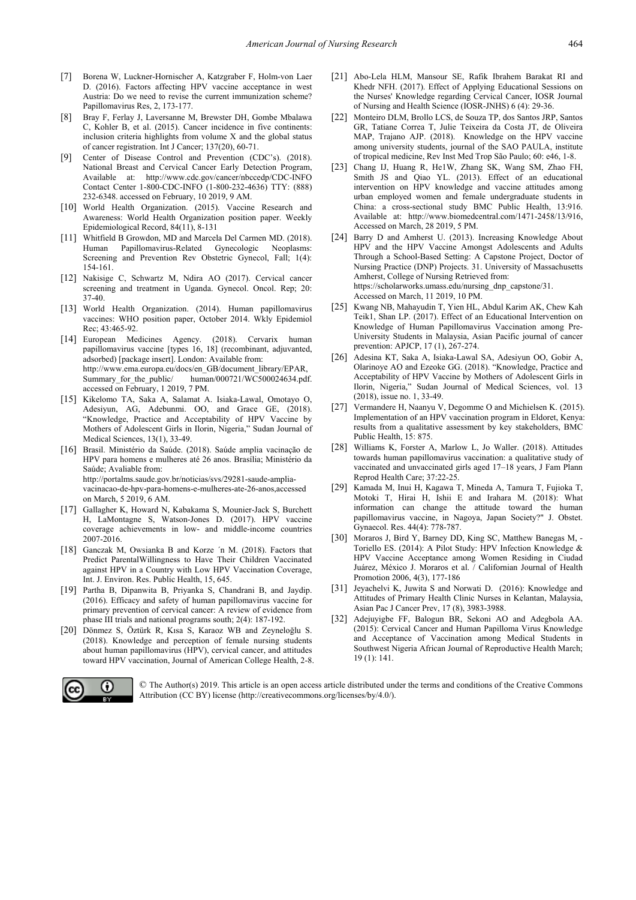[7] Borena W, Luckner-Hornischer A, Katzgraber F, Holm-von Laer D. (2016). Factors affecting HPV vaccine acceptance in west Austria: Do we need to revise the current immunization scheme? Papillomavirus Res, 2, 173-177.

[8] Bray F, Ferlay J, Laversanne M, Brewster DH, Gombe Mbalawa C, Kohler B, et al. (2015). Cancer incidence in five continents: inclusion criteria highlights from volume X and the global status of cancer registration. Int J Cancer; 137(20), 60-71.

[9] Center of Disease Control and Prevention (CDC's). (2018). National Breast and Cervical Cancer Early Detection Program, Available at: http://www.cdc.gov/cancer/nbccedp/CDC-INFO Contact Center 1-800-CDC-INFO (1-800-232-4636) TTY: (888) 232-6348. accessed on February, 10 2019, 9 AM.

[10] World Health Organization. (2015). Vaccine Research and Awareness: World Health Organization position paper. Weekly Epidemiological Record, 84(11), 8-131

[11] Whitfield B Growdon, MD and Marcela Del Carmen MD. (2018). Human Papillomavirus-Related Gynecologic Neoplasms: Screening and Prevention Rev Obstetric Gynecol, Fall; 1(4): 154-161.

[12] Nakisige C, Schwartz M, Ndira AO (2017). Cervical cancer screening and treatment in Uganda. Gynecol. Oncol. Rep; 20: 37-40.

[13] World Health Organization. (2014). Human papillomavirus vaccines: WHO position paper, October 2014. Wkly Epidemiol Rec; 43:465-92.

[14] European Medicines Agency. (2018). Cervarix human papillomavirus vaccine [types 16, 18] (recombinant, adjuvanted, adsorbed) [package insert]. London: Available from: http://www.ema.europa.eu/docs/en_GB/document_library/EPAR, Summary_for_the_public/ human/000721/WC500024634.pdf. accessed on February, 1 2019, 7 PM.

[15] Kikelomo TA, Saka A, Salamat A. Isiaka-Lawal, Omotayo O, Adesiyun, AG, Adebunmi. OO, and Grace GE, (2018). "Knowledge, Practice and Acceptability of HPV Vaccine by Mothers of Adolescent Girls in Ilorin, Nigeria," Sudan Journal of Medical Sciences, 13(1), 33-49.

[16] Brasil. Ministério da Saúde. (2018). Saúde amplia vacinação de HPV para homens e mulheres até 26 anos. Brasília; Ministério da Saúde; Avaliable from: http://portalms.saude.gov.br/noticias/svs/29281-saude-amplia-vacinacao-de-hpv-para-homens-e-mulheres-ate-26-anos,accessed on March, 5 2019, 6 AM.

[17] Gallagher K, Howard N, Kabakama S, Mounier-Jack S, Burchett H, LaMontagne S, Watson-Jones D. (2017). HPV vaccine coverage achievements in low- and middle-income countries 2007-2016.

[18] Ganczak M, Owsianka B and Korze ´n M. (2018). Factors that Predict ParentalWillingness to Have Their Children Vaccinated against HPV in a Country with Low HPV Vaccination Coverage, Int. J. Environ. Res. Public Health, 15, 645.

[19] Partha B, Dipanwita B, Priyanka S, Chandrani B, and Jaydip. (2016). Efficacy and safety of human papillomavirus vaccine for primary prevention of cervical cancer: A review of evidence from phase III trials and national programs south; 2(4): 187-192.

[20] Dönmez S, Öztürk R, Kısa S, Karaoz WB and Zeyneloğlu S. (2018). Knowledge and perception of female nursing students about human papillomavirus (HPV), cervical cancer, and attitudes toward HPV vaccination, Journal of American College Health, 2-8.

[21] Abo-Lela HLM, Mansour SE, Rafik Ibrahem Barakat RI and Khedr NFH. (2017). Effect of Applying Educational Sessions on the Nurses' Knowledge regarding Cervical Cancer, IOSR Journal of Nursing and Health Science (IOSR-JNHS) 6 (4): 29-36.

[22] Monteiro DLM, Brollo LCS, de Souza TP, dos Santos JRP, Santos GR, Tatiane Correa T, Julie Teixeira da Costa JT, de Oliveira MAP, Trajano AJP. (2018). Knowledge on the HPV vaccine among university students, journal of the SAO PAULA, institute of tropical medicine, Rev Inst Med Trop São Paulo; 60: e46, 1-8.

[23] Chang IJ, Huang R, He1W, Zhang SK, Wang SM, Zhao FH, Smith JS and Qiao YL. (2013). Effect of an educational intervention on HPV knowledge and vaccine attitudes among urban employed women and female undergraduate students in China: a cross-sectional study BMC Public Health, 13:916. Available at: http://www.biomedcentral.com/1471-2458/13/916, Accessed on March, 28 2019, 5 PM.

[24] Barry D and Amherst U. (2013). Increasing Knowledge About HPV and the HPV Vaccine Amongst Adolescents and Adults Through a School-Based Setting: A Capstone Project, Doctor of Nursing Practice (DNP) Projects. 31. University of Massachusetts Amherst, College of Nursing Retrieved from: https://scholarworks.umass.edu/nursing_dnp_capstone/31. Accessed on March, 11 2019, 10 PM.

[25] Kwang NB, Mahayudin T, Yien HL, Abdul Karim AK, Chew Kah Teik1, Shan LP. (2017). Effect of an Educational Intervention on Knowledge of Human Papillomavirus Vaccination among Pre-University Students in Malaysia, Asian Pacific journal of cancer prevention: APJCP, 17 (1), 267-274.

[26] Adesina KT, Saka A, Isiaka-Lawal SA, Adesiyun OO, Gobir A, Olarinoye AO and Ezeoke GG. (2018). "Knowledge, Practice and Acceptability of HPV Vaccine by Mothers of Adolescent Girls in Ilorin, Nigeria," Sudan Journal of Medical Sciences, vol. 13 (2018), issue no. 1, 33-49.

[27] Vermandere H, Naanyu V, Degomme O and Michielsen K. (2015). Implementation of an HPV vaccination program in Eldoret, Kenya: results from a qualitative assessment by key stakeholders, BMC Public Health, 15: 875.

[28] Williams K, Forster A, Marlow L, Jo Waller. (2018). Attitudes towards human papillomavirus vaccination: a qualitative study of vaccinated and unvaccinated girls aged 17–18 years, J Fam Plann Reprod Health Care; 37:22-25.

[29] Kamada M, Inui H, Kagawa T, Mineda A, Tamura T, Fujioka T, Motoki T, Hirai H, Ishii E and Irahara M. (2018): What information can change the attitude toward the human papillomavirus vaccine, in Nagoya, Japan Society?" J. Obstet. Gynaecol. Res. 44(4): 778-787.

[30] Moraros J, Bird Y, Barney DD, King SC, Matthew Banegas M, -Toriello ES. (2014): A Pilot Study: HPV Infection Knowledge & HPV Vaccine Acceptance among Women Residing in Ciudad Juárez, México J. Moraros et al. / Californian Journal of Health Promotion 2006, 4(3), 177-186

[31] Jeyachelvi K, Juwita S and Norwati D. (2016): Knowledge and Attitudes of Primary Health Clinic Nurses in Kelantan, Malaysia, Asian Pac J Cancer Prev, 17 (8), 3983-3988.

[32] Adejuyigbe FF, Balogun BR, Sekoni AO and Adegbola AA. (2015): Cervical Cancer and Human Papilloma Virus Knowledge and Acceptance of Vaccination among Medical Students in Southwest Nigeria African Journal of Reproductive Health March; 19 (1): 141.

© The Author(s) 2019. This article is an open access article distributed under the terms and conditions of the Creative Commons Attribution (CC BY) license (http://creativecommons.org/licenses/by/4.0/).